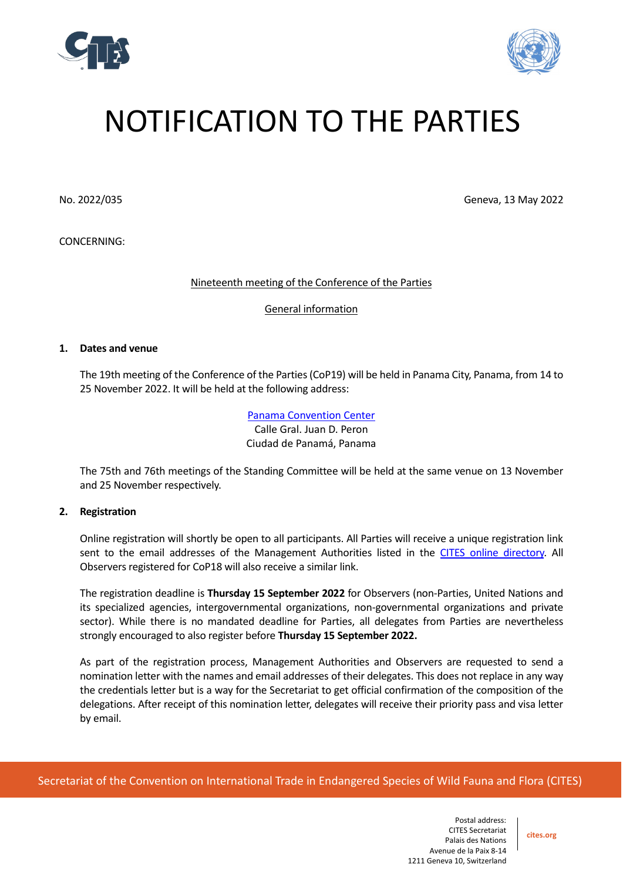# NOTIFICATION TO THE PARTIES

No. 2022/035

Geneva, 13 May 2022

CONCERNING:

Nineteenth meeting of the Conference of the Parties

General information

**1. Dates and venue**

The 19th meeting of the Conference of the Parties (CoP19) will be held in Panama City, Panama, from 14 to 25 November 2022. It will be held at the following address:

Panama Convention Center
Calle Gral. Juan D. Peron
Ciudad de Panamá, Panama

The 75th and 76th meetings of the Standing Committee will be held at the same venue on 13 November and 25 November respectively.

**2. Registration**

Online registration will shortly be open to all participants. All Parties will receive a unique registration link sent to the email addresses of the Management Authorities listed in the CITES online directory. All Observers registered for CoP18 will also receive a similar link.

The registration deadline is **Thursday 15 September 2022** for Observers (non-Parties, United Nations and its specialized agencies, intergovernmental organizations, non-governmental organizations and private sector). While there is no mandated deadline for Parties, all delegates from Parties are nevertheless strongly encouraged to also register before **Thursday 15 September 2022.**

As part of the registration process, Management Authorities and Observers are requested to send a nomination letter with the names and email addresses of their delegates. This does not replace in any way the credentials letter but is a way for the Secretariat to get official confirmation of the composition of the delegations. After receipt of this nomination letter, delegates will receive their priority pass and visa letter by email.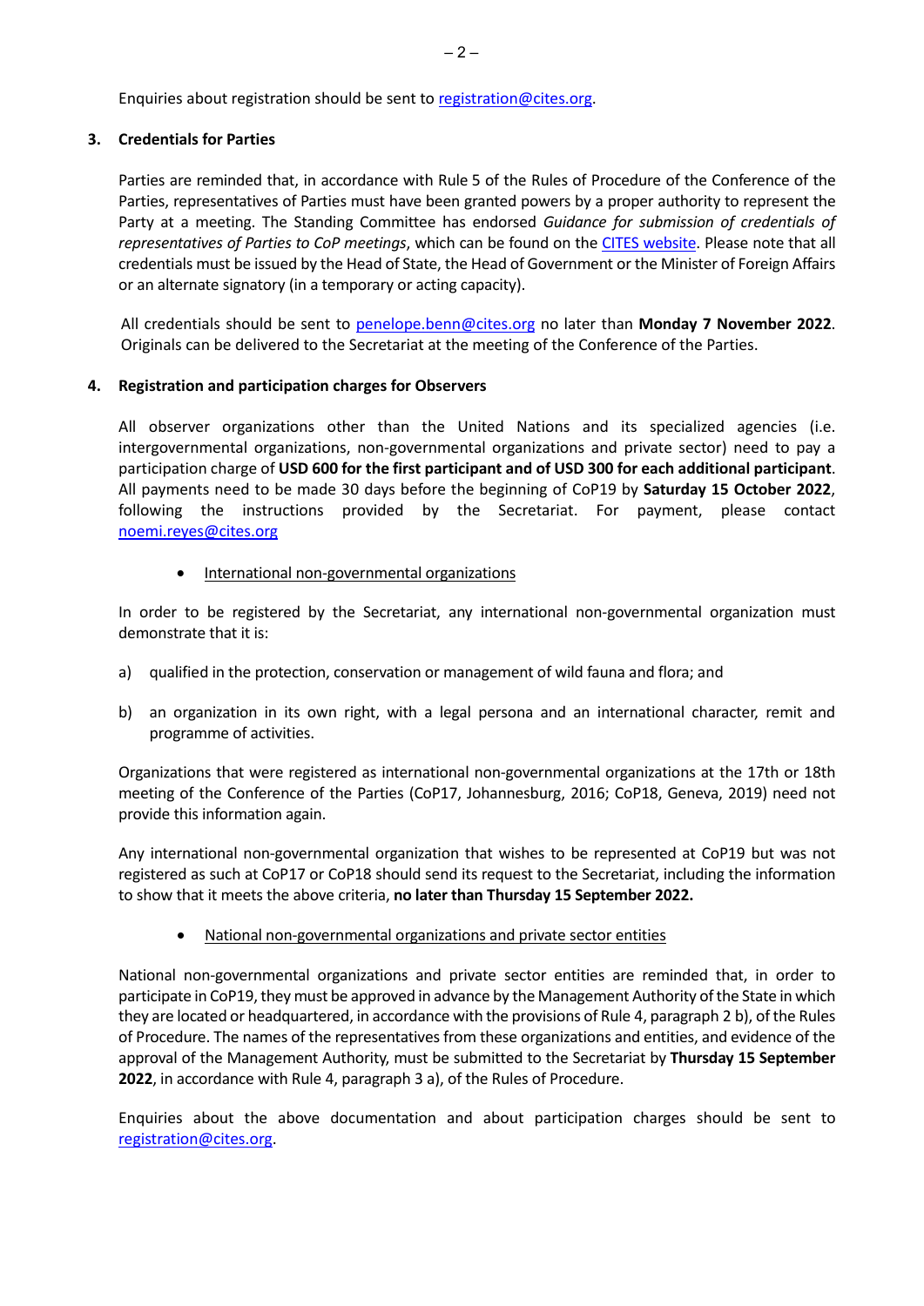Enquiries about registration should be sent to registration@cites.org.

## 3. Credentials for Parties

Parties are reminded that, in accordance with Rule 5 of the Rules of Procedure of the Conference of the Parties, representatives of Parties must have been granted powers by a proper authority to represent the Party at a meeting. The Standing Committee has endorsed *Guidance for submission of credentials of representatives of Parties to CoP meetings*, which can be found on the CITES website. Please note that all credentials must be issued by the Head of State, the Head of Government or the Minister of Foreign Affairs or an alternate signatory (in a temporary or acting capacity).

All credentials should be sent to penelope.benn@cites.org no later than **Monday 7 November 2022**. Originals can be delivered to the Secretariat at the meeting of the Conference of the Parties.

## 4. Registration and participation charges for Observers

All observer organizations other than the United Nations and its specialized agencies (i.e. intergovernmental organizations, non-governmental organizations and private sector) need to pay a participation charge of **USD 600 for the first participant and of USD 300 for each additional participant**. All payments need to be made 30 days before the beginning of CoP19 by **Saturday 15 October 2022**, following the instructions provided by the Secretariat. For payment, please contact noemi.reyes@cites.org

- International non-governmental organizations

In order to be registered by the Secretariat, any international non-governmental organization must demonstrate that it is:

a) qualified in the protection, conservation or management of wild fauna and flora; and

b) an organization in its own right, with a legal persona and an international character, remit and programme of activities.

Organizations that were registered as international non-governmental organizations at the 17th or 18th meeting of the Conference of the Parties (CoP17, Johannesburg, 2016; CoP18, Geneva, 2019) need not provide this information again.

Any international non-governmental organization that wishes to be represented at CoP19 but was not registered as such at CoP17 or CoP18 should send its request to the Secretariat, including the information to show that it meets the above criteria, **no later than Thursday 15 September 2022.**

- National non-governmental organizations and private sector entities

National non-governmental organizations and private sector entities are reminded that, in order to participate in CoP19, they must be approved in advance by the Management Authority of the State in which they are located or headquartered, in accordance with the provisions of Rule 4, paragraph 2 b), of the Rules of Procedure. The names of the representatives from these organizations and entities, and evidence of the approval of the Management Authority, must be submitted to the Secretariat by **Thursday 15 September 2022**, in accordance with Rule 4, paragraph 3 a), of the Rules of Procedure.

Enquiries about the above documentation and about participation charges should be sent to registration@cites.org.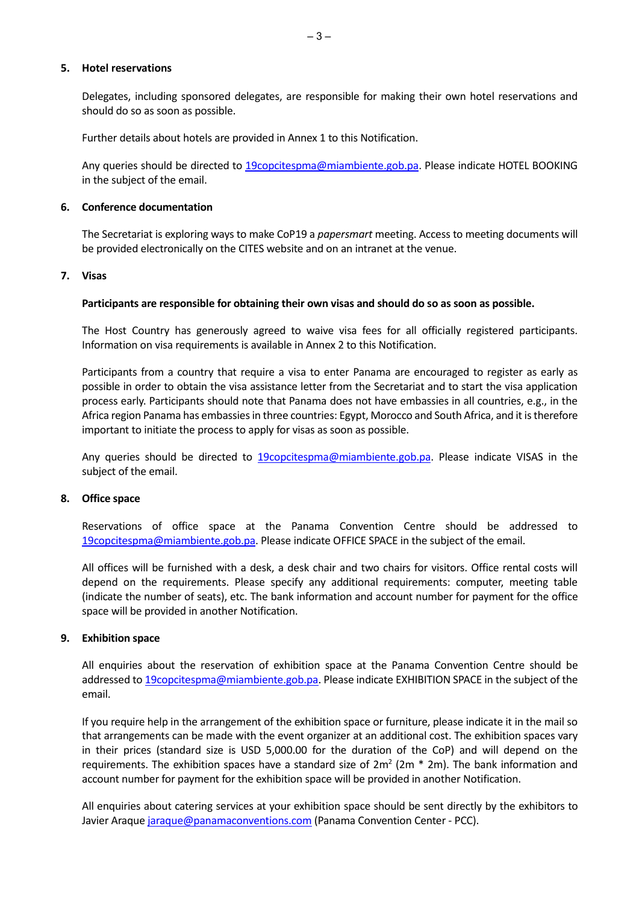## 5. Hotel reservations

Delegates, including sponsored delegates, are responsible for making their own hotel reservations and should do so as soon as possible.

Further details about hotels are provided in Annex 1 to this Notification.

Any queries should be directed to 19copcitespma@miambiente.gob.pa. Please indicate HOTEL BOOKING in the subject of the email.

## 6. Conference documentation

The Secretariat is exploring ways to make CoP19 a *papersmart* meeting. Access to meeting documents will be provided electronically on the CITES website and on an intranet at the venue.

## 7. Visas

**Participants are responsible for obtaining their own visas and should do so as soon as possible.**

The Host Country has generously agreed to waive visa fees for all officially registered participants. Information on visa requirements is available in Annex 2 to this Notification.

Participants from a country that require a visa to enter Panama are encouraged to register as early as possible in order to obtain the visa assistance letter from the Secretariat and to start the visa application process early. Participants should note that Panama does not have embassies in all countries, e.g., in the Africa region Panama has embassies in three countries: Egypt, Morocco and South Africa, and it is therefore important to initiate the process to apply for visas as soon as possible.

Any queries should be directed to 19copcitespma@miambiente.gob.pa. Please indicate VISAS in the subject of the email.

## 8. Office space

Reservations of office space at the Panama Convention Centre should be addressed to 19copcitespma@miambiente.gob.pa. Please indicate OFFICE SPACE in the subject of the email.

All offices will be furnished with a desk, a desk chair and two chairs for visitors. Office rental costs will depend on the requirements. Please specify any additional requirements: computer, meeting table (indicate the number of seats), etc. The bank information and account number for payment for the office space will be provided in another Notification.

## 9. Exhibition space

All enquiries about the reservation of exhibition space at the Panama Convention Centre should be addressed to 19copcitespma@miambiente.gob.pa. Please indicate EXHIBITION SPACE in the subject of the email.

If you require help in the arrangement of the exhibition space or furniture, please indicate it in the mail so that arrangements can be made with the event organizer at an additional cost. The exhibition spaces vary in their prices (standard size is USD 5,000.00 for the duration of the CoP) and will depend on the requirements. The exhibition spaces have a standard size of $2m^2$ (2m * 2m). The bank information and account number for payment for the exhibition space will be provided in another Notification.

All enquiries about catering services at your exhibition space should be sent directly by the exhibitors to Javier Araque jaraque@panamaconventions.com (Panama Convention Center - PCC).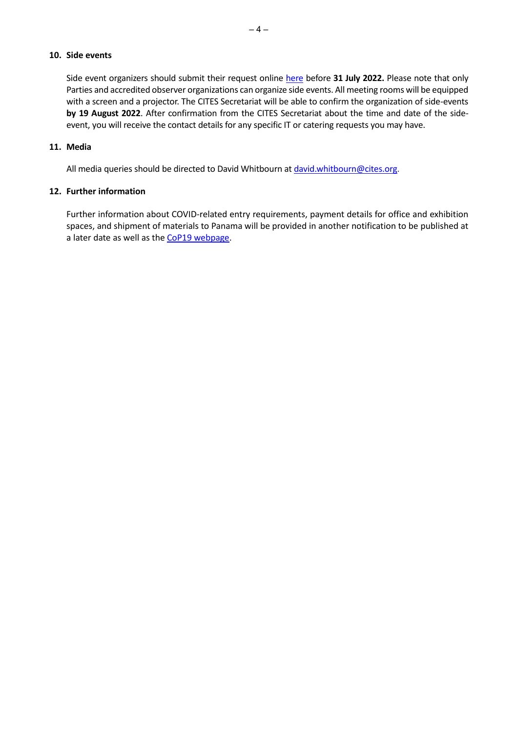**10. Side events**

Side event organizers should submit their request online here before **31 July 2022.** Please note that only Parties and accredited observer organizations can organize side events. All meeting rooms will be equipped with a screen and a projector. The CITES Secretariat will be able to confirm the organization of side-events **by 19 August 2022**. After confirmation from the CITES Secretariat about the time and date of the side-event, you will receive the contact details for any specific IT or catering requests you may have.

**11. Media**

All media queries should be directed to David Whitbourn at david.whitbourn@cites.org.

**12. Further information**

Further information about COVID-related entry requirements, payment details for office and exhibition spaces, and shipment of materials to Panama will be provided in another notification to be published at a later date as well as the CoP19 webpage.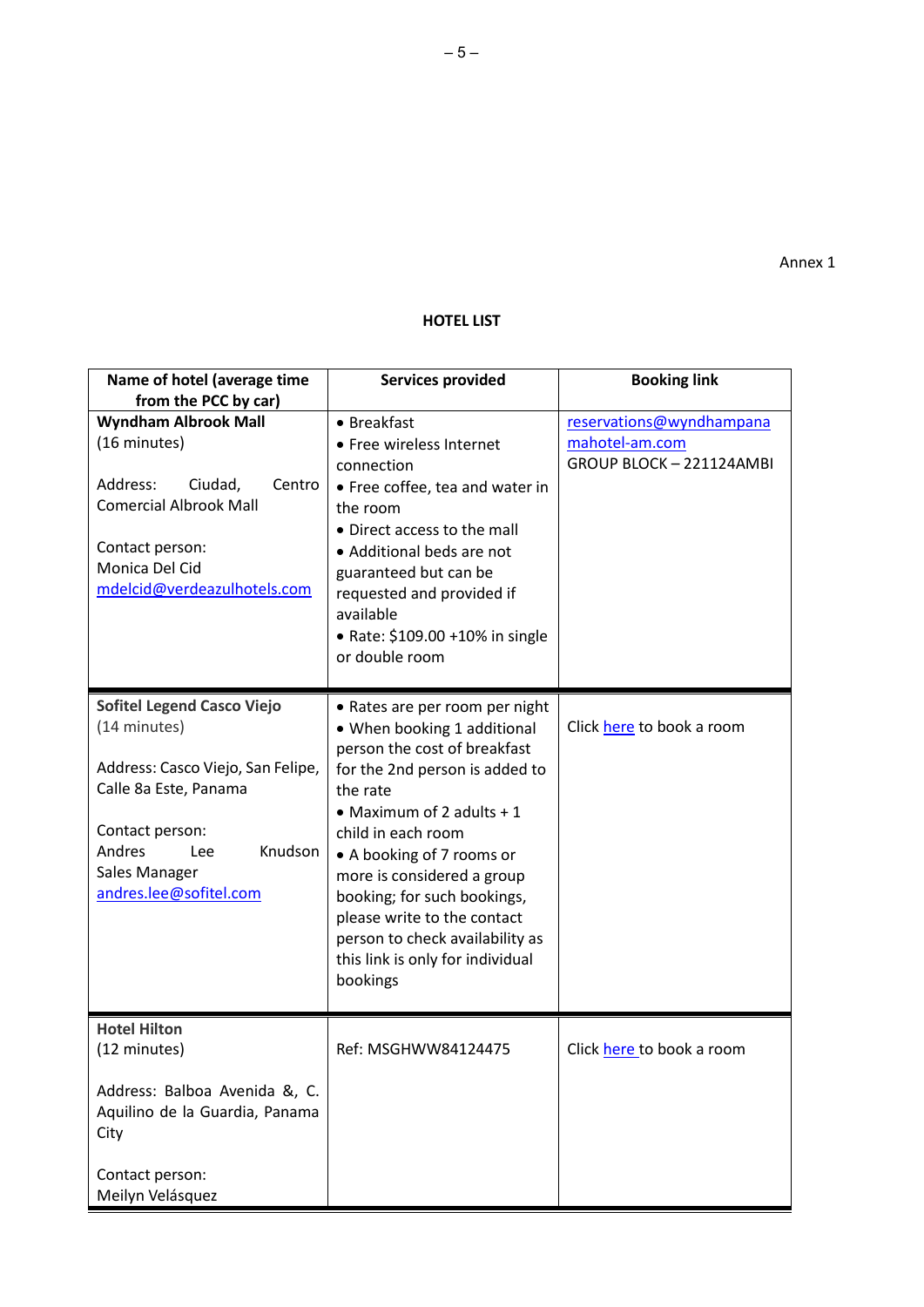Annex 1

## HOTEL LIST

| Name of hotel (average time from the PCC by car) | Services provided | Booking link |
|---|---|---|
| **Wyndham Albrook Mall**<br>(16 minutes)<br><br>Address: Ciudad, Centro Comercial Albrook Mall<br><br>Contact person:<br>Monica Del Cid<br>mdelcid@verdeazulhotels.com | • Breakfast<br>• Free wireless Internet connection<br>• Free coffee, tea and water in the room<br>• Direct access to the mall<br>• Additional beds are not guaranteed but can be requested and provided if available<br>• Rate: $109.00 +10% in single or double room | reservations@wyndhampanamahotel-am.com<br>GROUP BLOCK – 221124AMBI |
| **Sofitel Legend Casco Viejo**<br>(14 minutes)<br><br>Address: Casco Viejo, San Felipe, Calle 8a Este, Panama<br><br>Contact person:<br>Andres Lee Knudson<br>Sales Manager<br>andres.lee@sofitel.com | • Rates are per room per night<br>• When booking 1 additional person the cost of breakfast for the 2nd person is added to the rate<br>• Maximum of 2 adults + 1 child in each room<br>• A booking of 7 rooms or more is considered a group booking; for such bookings, please write to the contact person to check availability as this link is only for individual bookings | Click here to book a room |
| **Hotel Hilton**<br>(12 minutes)<br><br>Address: Balboa Avenida &, C. Aquilino de la Guardia, Panama City<br><br>Contact person:<br>Meilyn Velásquez | Ref: MSGHWW84124475 | Click here to book a room |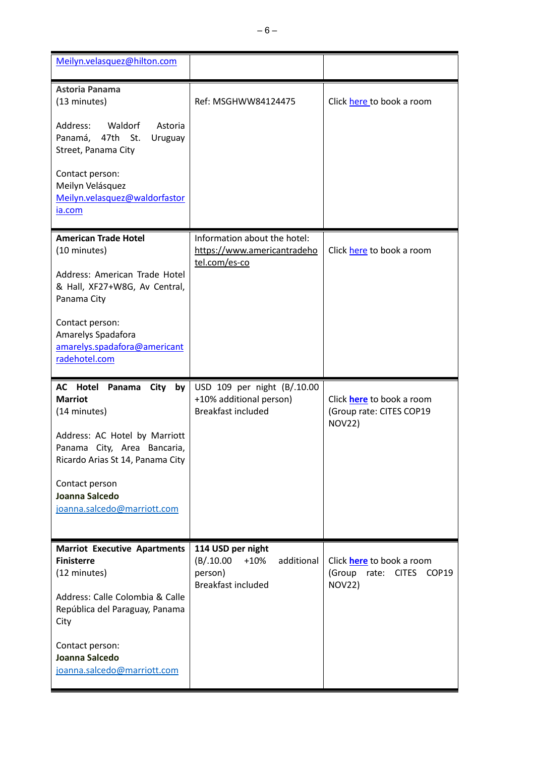| | | |
|---|---|---|
| Meilyn.velasquez@hilton.com | | |
| **Astoria Panama**<br>(13 minutes)<br><br>Address: Waldorf Astoria Panamá, 47th St. Uruguay Street, Panama City<br><br>Contact person:<br>Meilyn Velásquez<br>Meilyn.velasquez@waldorfastoria.com | Ref: MSGHWW84124475 | Click here to book a room |
| **American Trade Hotel**<br>(10 minutes)<br><br>Address: American Trade Hotel & Hall, XF27+W8G, Av Central, Panama City<br><br>Contact person:<br>Amarelys Spadafora<br>amarelys.spadafora@americantradehotel.com | Information about the hotel:<br>https://www.americantradehotel.com/es-co | Click here to book a room |
| **AC Hotel Panama City by Marriot**<br>(14 minutes)<br><br>Address: AC Hotel by Marriott Panama City, Area Bancaria, Ricardo Arias St 14, Panama City<br><br>Contact person<br>**Joanna Salcedo**<br>joanna.salcedo@marriott.com | USD 109 per night (B/.10.00 +10% additional person)<br>Breakfast included | Click **here** to book a room (Group rate: CITES COP19 NOV22) |
| **Marriot Executive Apartments Finisterre**<br>(12 minutes)<br><br>Address: Calle Colombia & Calle República del Paraguay, Panama City<br><br>Contact person:<br>**Joanna Salcedo**<br>joanna.salcedo@marriott.com | **114 USD per night**<br>(B/.10.00 +10% additional person)<br>Breakfast included | Click **here** to book a room (Group rate: CITES COP19 NOV22) |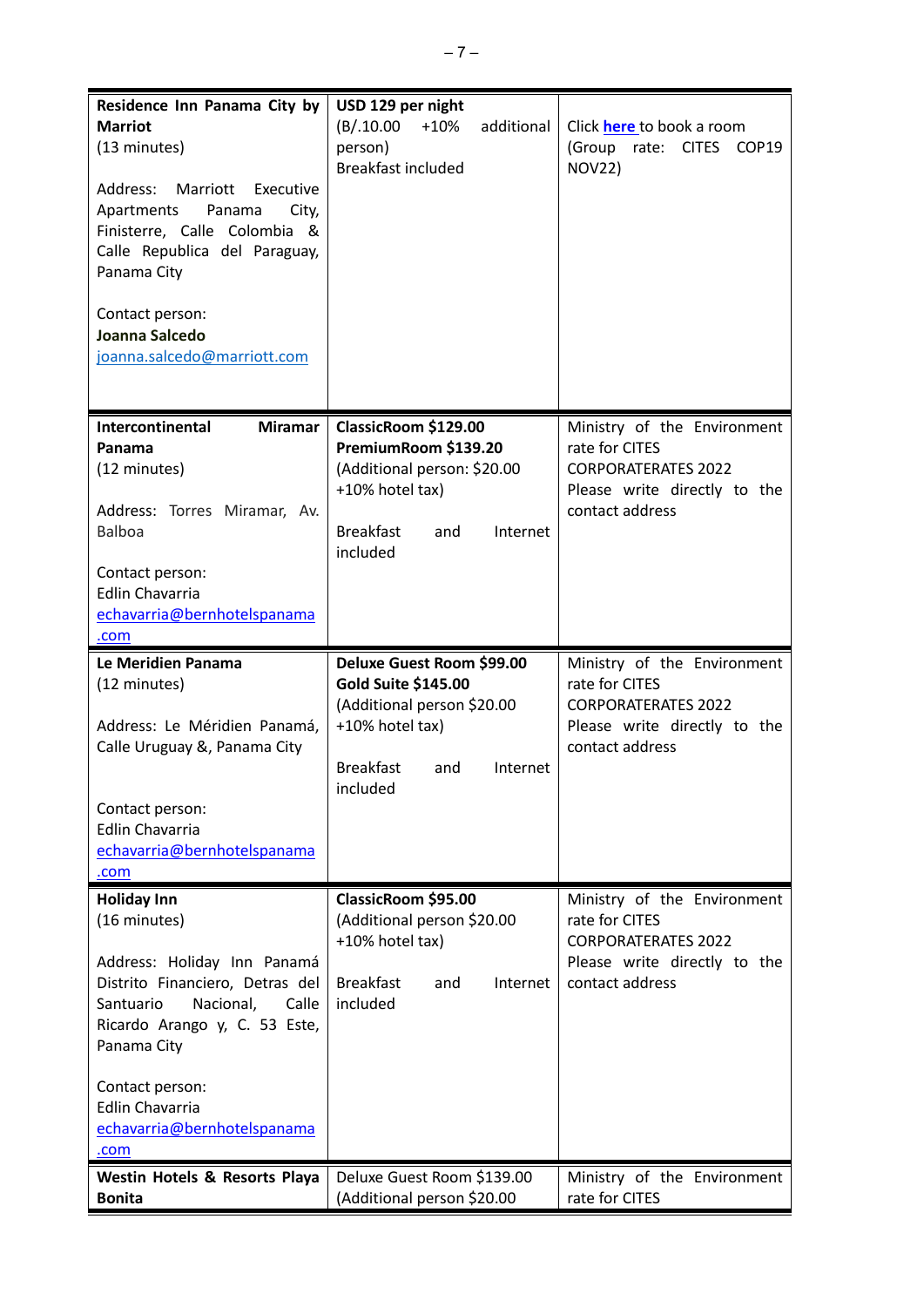| | | |
|---|---|---|
| **Residence Inn Panama City by Marriot**<br>(13 minutes)<br><br>Address: Marriott Executive Apartments Panama City, Finisterre, Calle Colombia & Calle Republica del Paraguay, Panama City<br><br>Contact person:<br>**Joanna Salcedo**<br>joanna.salcedo@marriott.com | **USD 129 per night**<br>(B/.10.00 +10% additional person)<br>Breakfast included | Click **here** to book a room (Group rate: CITES COP19 NOV22) |
| **Intercontinental Miramar Panama**<br>(12 minutes)<br><br>Address: Torres Miramar, Av. Balboa<br><br>Contact person:<br>Edlin Chavarria<br>echavarria@bernhotelspanama.com | **ClassicRoom $129.00**<br>**PremiumRoom $139.20**<br>(Additional person: $20.00 +10% hotel tax)<br><br>Breakfast and Internet included | Ministry of the Environment rate for CITES CORPORATERATES 2022<br>Please write directly to the contact address |
| **Le Meridien Panama**<br>(12 minutes)<br><br>Address: Le Méridien Panamá, Calle Uruguay &, Panama City<br><br>Contact person:<br>Edlin Chavarria<br>echavarria@bernhotelspanama.com | **Deluxe Guest Room $99.00**<br>**Gold Suite $145.00**<br>(Additional person $20.00 +10% hotel tax)<br><br>Breakfast and Internet included | Ministry of the Environment rate for CITES CORPORATERATES 2022<br>Please write directly to the contact address |
| **Holiday Inn**<br>(16 minutes)<br><br>Address: Holiday Inn Panamá Distrito Financiero, Detras del Santuario Nacional, Calle Ricardo Arango y, C. 53 Este, Panama City<br><br>Contact person:<br>Edlin Chavarria<br>echavarria@bernhotelspanama.com | **ClassicRoom $95.00**<br>(Additional person $20.00 +10% hotel tax)<br><br>Breakfast and Internet included | Ministry of the Environment rate for CITES CORPORATERATES 2022<br>Please write directly to the contact address |
| **Westin Hotels & Resorts Playa Bonita** | Deluxe Guest Room $139.00<br>(Additional person $20.00 | Ministry of the Environment rate for CITES |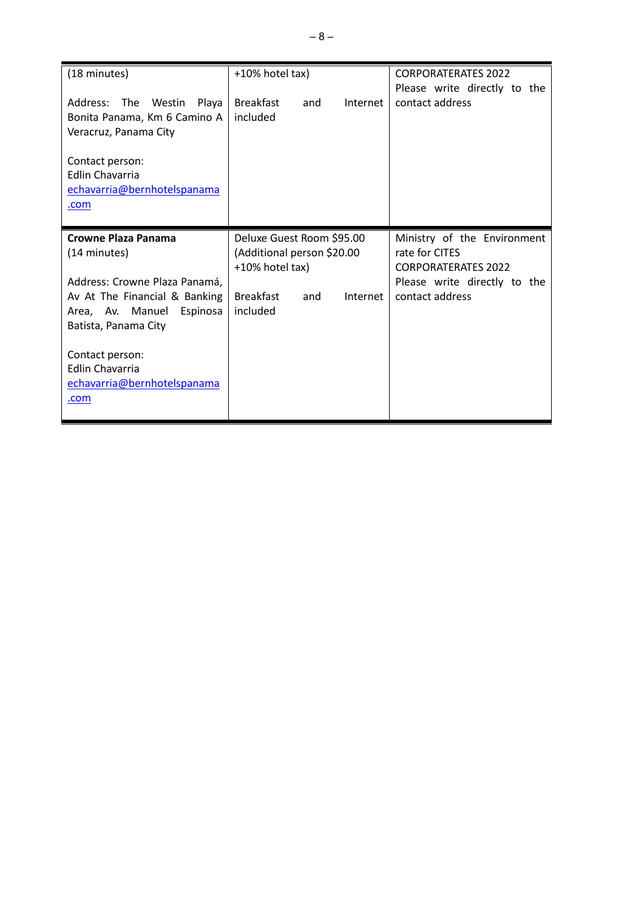| | | |
|---|---|---|
| (18 minutes)<br><br>Address: The Westin Playa Bonita Panama, Km 6 Camino A Veracruz, Panama City<br><br>Contact person:<br>Edlin Chavarria<br>echavarria@bernhotelspanama.com | +10% hotel tax)<br><br>Breakfast and Internet included | CORPORATERATES 2022<br>Please write directly to the contact address |
| **Crowne Plaza Panama**<br>(14 minutes)<br><br>Address: Crowne Plaza Panamá, Av At The Financial & Banking Area, Av. Manuel Espinosa Batista, Panama City<br><br>Contact person:<br>Edlin Chavarria<br>echavarria@bernhotelspanama.com | Deluxe Guest Room $95.00 (Additional person $20.00 +10% hotel tax)<br><br>Breakfast and Internet included | Ministry of the Environment rate for CITES<br>CORPORATERATES 2022<br>Please write directly to the contact address |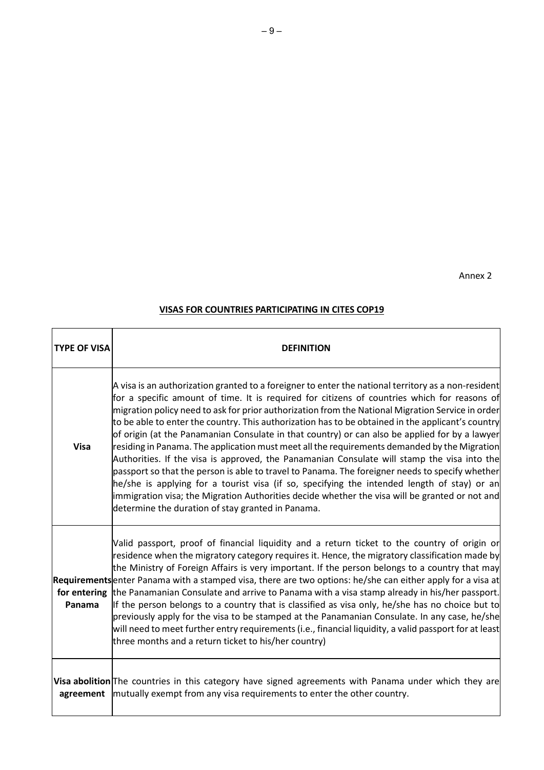Annex 2

## VISAS FOR COUNTRIES PARTICIPATING IN CITES COP19

| TYPE OF VISA | DEFINITION |
|---|---|
| **Visa** | A visa is an authorization granted to a foreigner to enter the national territory as a non-resident for a specific amount of time. It is required for citizens of countries which for reasons of migration policy need to ask for prior authorization from the National Migration Service in order to be able to enter the country. This authorization has to be obtained in the applicant's country of origin (at the Panamanian Consulate in that country) or can also be applied for by a lawyer residing in Panama. The application must meet all the requirements demanded by the Migration Authorities. If the visa is approved, the Panamanian Consulate will stamp the visa into the passport so that the person is able to travel to Panama. The foreigner needs to specify whether he/she is applying for a tourist visa (if so, specifying the intended length of stay) or an immigration visa; the Migration Authorities decide whether the visa will be granted or not and determine the duration of stay granted in Panama. |
| **Requirements for entering Panama** | Valid passport, proof of financial liquidity and a return ticket to the country of origin or residence when the migratory category requires it. Hence, the migratory classification made by the Ministry of Foreign Affairs is very important. If the person belongs to a country that may enter Panama with a stamped visa, there are two options: he/she can either apply for a visa at the Panamanian Consulate and arrive to Panama with a visa stamp already in his/her passport. If the person belongs to a country that is classified as visa only, he/she has no choice but to previously apply for the visa to be stamped at the Panamanian Consulate. In any case, he/she will need to meet further entry requirements (i.e., financial liquidity, a valid passport for at least three months and a return ticket to his/her country) |
| **Visa abolition agreement** | The countries in this category have signed agreements with Panama under which they are mutually exempt from any visa requirements to enter the other country. |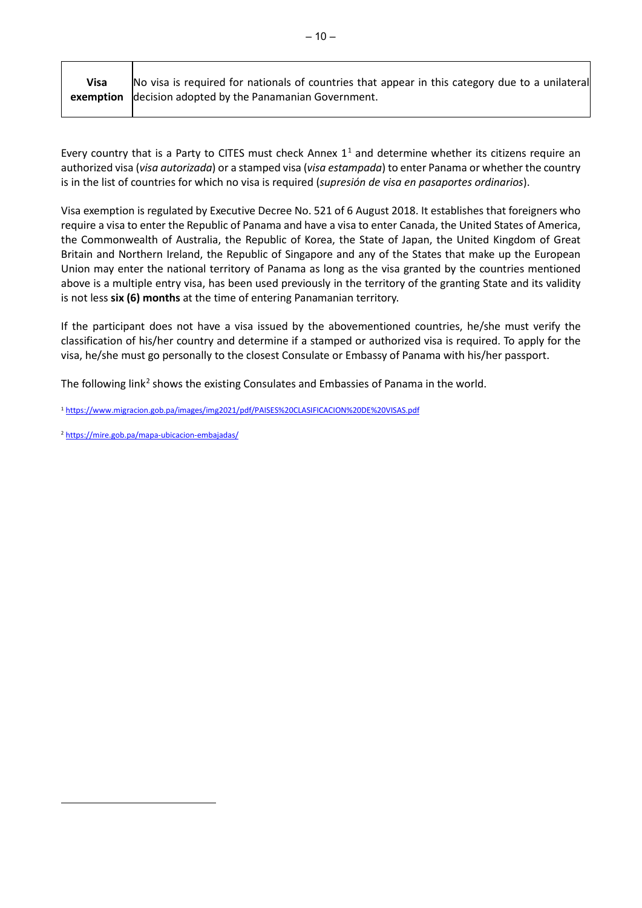| | |
|---|---|
| **Visa exemption** | No visa is required for nationals of countries that appear in this category due to a unilateral decision adopted by the Panamanian Government. |

Every country that is a Party to CITES must check Annex 1[1] and determine whether its citizens require an authorized visa (*visa autorizada*) or a stamped visa (*visa estampada*) to enter Panama or whether the country is in the list of countries for which no visa is required (*supresión de visa en pasaportes ordinarios*).

Visa exemption is regulated by Executive Decree No. 521 of 6 August 2018. It establishes that foreigners who require a visa to enter the Republic of Panama and have a visa to enter Canada, the United States of America, the Commonwealth of Australia, the Republic of Korea, the State of Japan, the United Kingdom of Great Britain and Northern Ireland, the Republic of Singapore and any of the States that make up the European Union may enter the national territory of Panama as long as the visa granted by the countries mentioned above is a multiple entry visa, has been used previously in the territory of the granting State and its validity is not less **six (6) months** at the time of entering Panamanian territory.

If the participant does not have a visa issued by the abovementioned countries, he/she must verify the classification of his/her country and determine if a stamped or authorized visa is required. To apply for the visa, he/she must go personally to the closest Consulate or Embassy of Panama with his/her passport.

The following link[2] shows the existing Consulates and Embassies of Panama in the world.

[1] https://www.migracion.gob.pa/images/img2021/pdf/PAISES%20CLASIFICACION%20DE%20VISAS.pdf

[2] https://mire.gob.pa/mapa-ubicacion-embajadas/